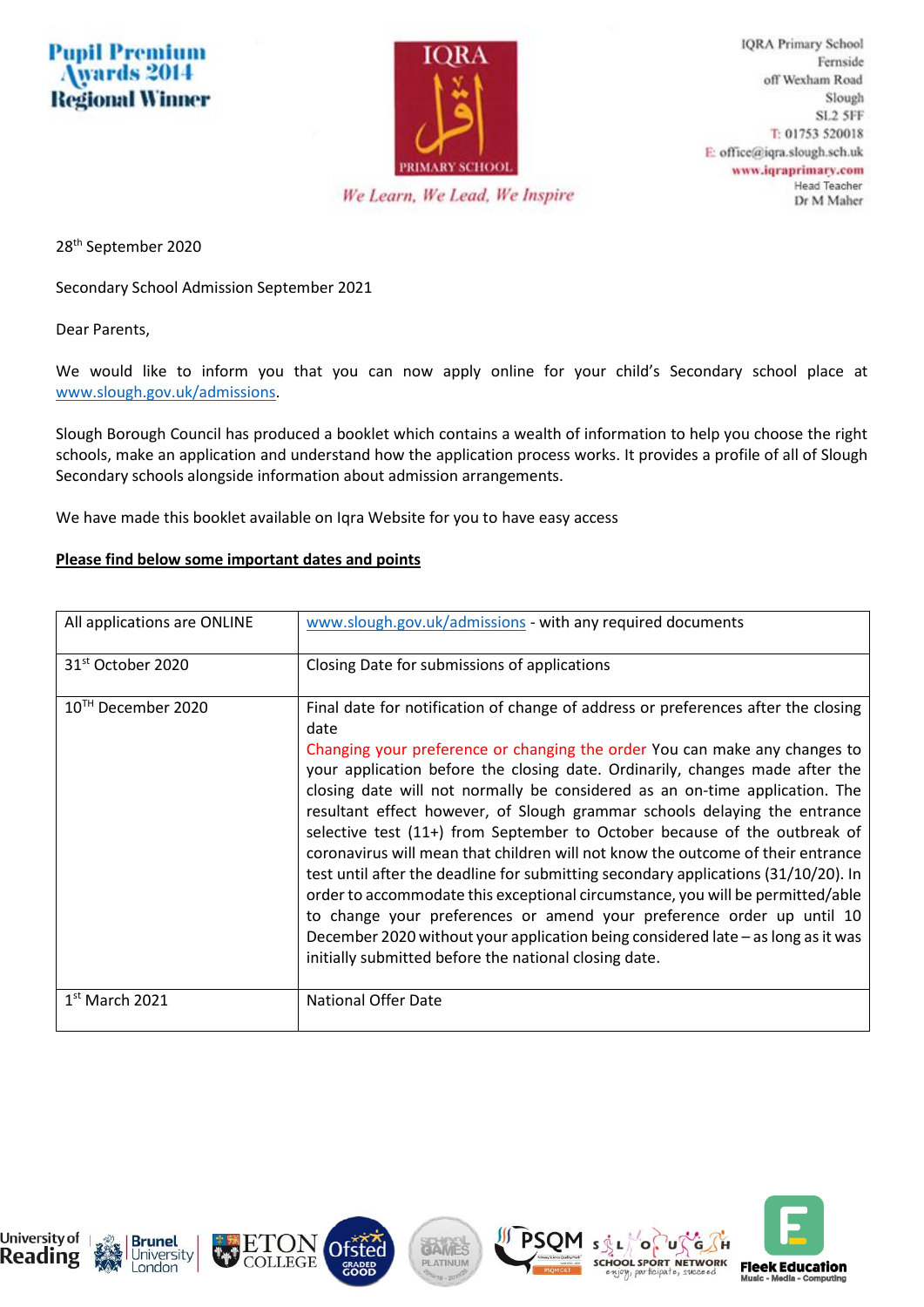**Pupil Premium Awards 2014 Regional Winner**

IQRA PRIMARY SCHOOL

*We Learn, We Lead, We Inspire*

IQRA Primary School
Fernside
off Wexham Road
Slough
SL2 5FF
T: 01753 520018
E: office@iqra.slough.sch.uk
www.iqraprimary.com
Head Teacher
Dr M Maher

28th September 2020

Secondary School Admission September 2021

Dear Parents,

We would like to inform you that you can now apply online for your child's Secondary school place at www.slough.gov.uk/admissions.

Slough Borough Council has produced a booklet which contains a wealth of information to help you choose the right schools, make an application and understand how the application process works. It provides a profile of all of Slough Secondary schools alongside information about admission arrangements.

We have made this booklet available on Iqra Website for you to have easy access

**Please find below some important dates and points**

| | |
|---|---|
| All applications are ONLINE | www.slough.gov.uk/admissions - with any required documents |
| 31st October 2020 | Closing Date for submissions of applications |
| 10TH December 2020 | Final date for notification of change of address or preferences after the closing date<br>Changing your preference or changing the order You can make any changes to your application before the closing date. Ordinarily, changes made after the closing date will not normally be considered as an on-time application. The resultant effect however, of Slough grammar schools delaying the entrance selective test (11+) from September to October because of the outbreak of coronavirus will mean that children will not know the outcome of their entrance test until after the deadline for submitting secondary applications (31/10/20). In order to accommodate this exceptional circumstance, you will be permitted/able to change your preferences or amend your preference order up until 10 December 2020 without your application being considered late – as long as it was initially submitted before the national closing date. |
| 1st March 2021 | National Offer Date |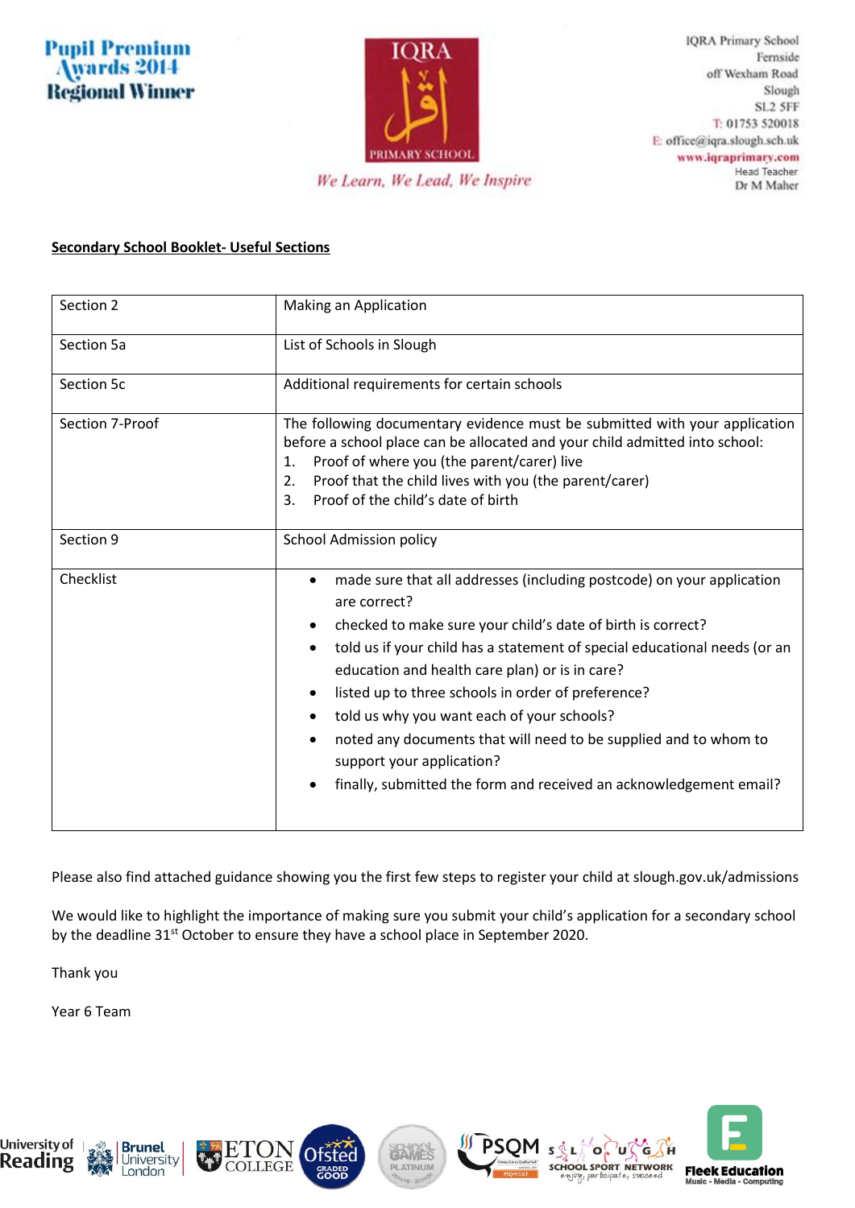Pupil Premium Awards 2014 Regional Winner

IQRA PRIMARY SCHOOL

*We Learn, We Lead, We Inspire*

IQRA Primary School
Fernside
off Wexham Road
Slough
SL2 5FF
T: 01753 520018
E: office@iqra.slough.sch.uk
www.iqraprimary.com
Head Teacher
Dr M Maher

**Secondary School Booklet- Useful Sections**

| | |
|---|---|
| Section 2 | Making an Application |
| Section 5a | List of Schools in Slough |
| Section 5c | Additional requirements for certain schools |
| Section 7-Proof | The following documentary evidence must be submitted with your application before a school place can be allocated and your child admitted into school:<br>1. Proof of where you (the parent/carer) live<br>2. Proof that the child lives with you (the parent/carer)<br>3. Proof of the child's date of birth |
| Section 9 | School Admission policy |
| Checklist | • made sure that all addresses (including postcode) on your application are correct?<br>• checked to make sure your child's date of birth is correct?<br>• told us if your child has a statement of special educational needs (or an education and health care plan) or is in care?<br>• listed up to three schools in order of preference?<br>• told us why you want each of your schools?<br>• noted any documents that will need to be supplied and to whom to support your application?<br>• finally, submitted the form and received an acknowledgement email? |

Please also find attached guidance showing you the first few steps to register your child at slough.gov.uk/admissions

We would like to highlight the importance of making sure you submit your child's application for a secondary school by the deadline 31st October to ensure they have a school place in September 2020.

Thank you

Year 6 Team